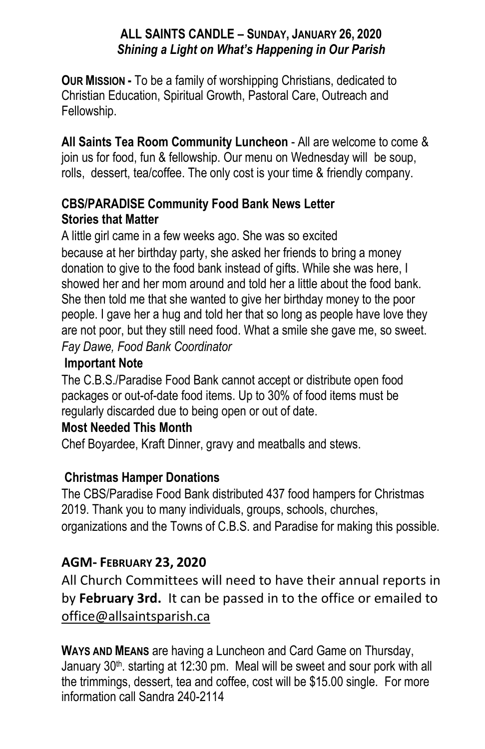## ALL SAINTS CANDLE – SUNDAY, JANUARY 26, 2020

***Shining a Light on What's Happening in Our Parish***

**OUR MISSION -** To be a family of worshipping Christians, dedicated to Christian Education, Spiritual Growth, Pastoral Care, Outreach and Fellowship.

**All Saints Tea Room Community Luncheon** - All are welcome to come & join us for food, fun & fellowship. Our menu on Wednesday will be soup, rolls, dessert, tea/coffee. The only cost is your time & friendly company.

### CBS/PARADISE Community Food Bank News Letter

**Stories that Matter**

A little girl came in a few weeks ago. She was so excited because at her birthday party, she asked her friends to bring a money donation to give to the food bank instead of gifts. While she was here, I showed her and her mom around and told her a little about the food bank. She then told me that she wanted to give her birthday money to the poor people. I gave her a hug and told her that so long as people have love they are not poor, but they still need food. What a smile she gave me, so sweet.

*Fay Dawe, Food Bank Coordinator*

**Important Note**

The C.B.S./Paradise Food Bank cannot accept or distribute open food packages or out-of-date food items. Up to 30% of food items must be regularly discarded due to being open or out of date.

**Most Needed This Month**

Chef Boyardee, Kraft Dinner, gravy and meatballs and stews.

**Christmas Hamper Donations**

The CBS/Paradise Food Bank distributed 437 food hampers for Christmas 2019. Thank you to many individuals, groups, schools, churches, organizations and the Towns of C.B.S. and Paradise for making this possible.

### AGM- FEBRUARY 23, 2020

All Church Committees will need to have their annual reports in by **February 3rd.** It can be passed in to the office or emailed to office@allsaintsparish.ca

**WAYS AND MEANS** are having a Luncheon and Card Game on Thursday, January 30th. starting at 12:30 pm. Meal will be sweet and sour pork with all the trimmings, dessert, tea and coffee, cost will be $15.00 single. For more information call Sandra 240-2114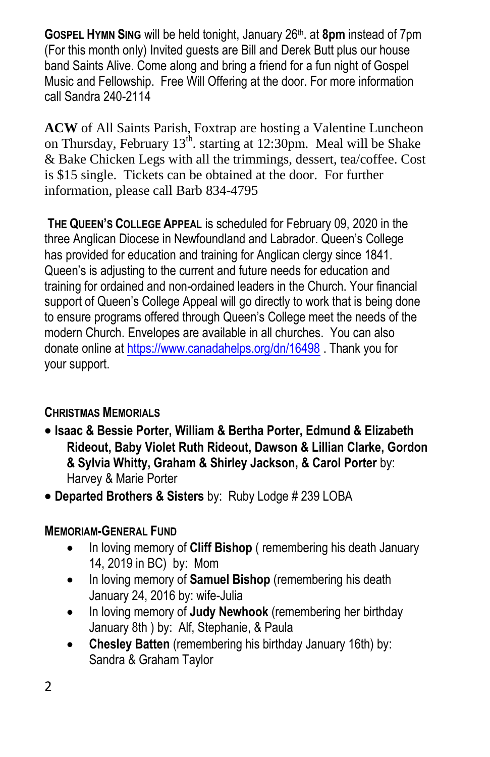**GOSPEL HYMN SING** will be held tonight, January 26th. at **8pm** instead of 7pm (For this month only) Invited guests are Bill and Derek Butt plus our house band Saints Alive. Come along and bring a friend for a fun night of Gospel Music and Fellowship. Free Will Offering at the door. For more information call Sandra 240-2114

**ACW** of All Saints Parish, Foxtrap are hosting a Valentine Luncheon on Thursday, February 13th. starting at 12:30pm. Meal will be Shake & Bake Chicken Legs with all the trimmings, dessert, tea/coffee. Cost is $15 single. Tickets can be obtained at the door. For further information, please call Barb 834-4795

**THE QUEEN'S COLLEGE APPEAL** is scheduled for February 09, 2020 in the three Anglican Diocese in Newfoundland and Labrador. Queen's College has provided for education and training for Anglican clergy since 1841. Queen's is adjusting to the current and future needs for education and training for ordained and non-ordained leaders in the Church. Your financial support of Queen's College Appeal will go directly to work that is being done to ensure programs offered through Queen's College meet the needs of the modern Church. Envelopes are available in all churches. You can also donate online at https://www.canadahelps.org/dn/16498 . Thank you for your support.

**CHRISTMAS MEMORIALS**

- **Isaac & Bessie Porter, William & Bertha Porter, Edmund & Elizabeth Rideout, Baby Violet Ruth Rideout, Dawson & Lillian Clarke, Gordon & Sylvia Whitty, Graham & Shirley Jackson, & Carol Porter** by: Harvey & Marie Porter
- **Departed Brothers & Sisters** by: Ruby Lodge # 239 LOBA

**MEMORIAM-GENERAL FUND**

- In loving memory of **Cliff Bishop** ( remembering his death January 14, 2019 in BC) by: Mom
- In loving memory of **Samuel Bishop** (remembering his death January 24, 2016 by: wife-Julia
- In loving memory of **Judy Newhook** (remembering her birthday January 8th ) by: Alf, Stephanie, & Paula
- **Chesley Batten** (remembering his birthday January 16th) by: Sandra & Graham Taylor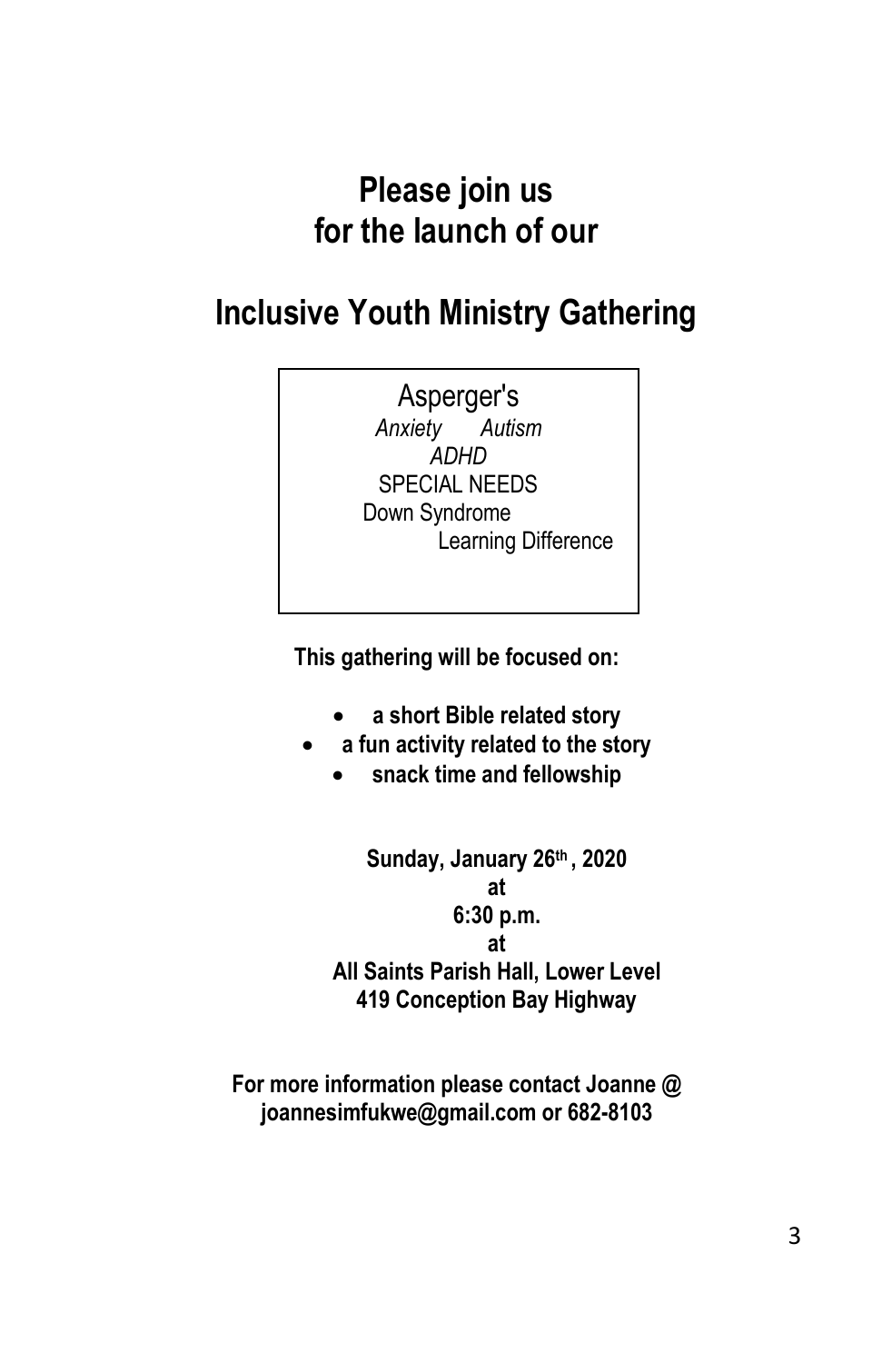# Please join us for the launch of our

# Inclusive Youth Ministry Gathering

Asperger's
*Anxiety* *Autism*
*ADHD*
SPECIAL NEEDS
Down Syndrome
Learning Difference

**This gathering will be focused on:**

- **a short Bible related story**
- **a fun activity related to the story**
- **snack time and fellowship**

**Sunday, January 26th, 2020**
**at**
**6:30 p.m.**
**at**
**All Saints Parish Hall, Lower Level**
**419 Conception Bay Highway**

**For more information please contact Joanne @ joannesimfukwe@gmail.com or 682-8103**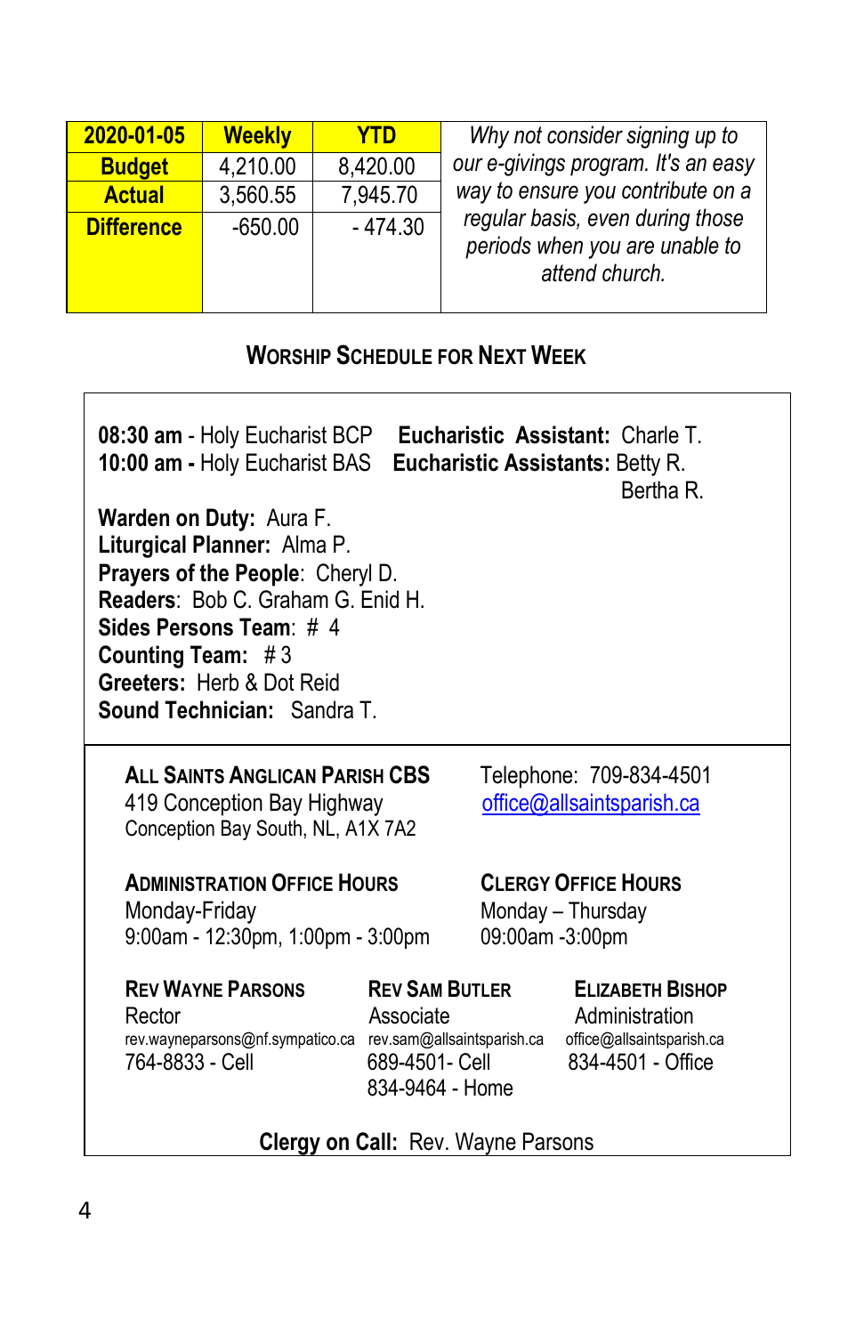| 2020-01-05 | Weekly | YTD |
|---|---|---|
| **Budget** | 4,210.00 | 8,420.00 |
| **Actual** | 3,560.55 | 7,945.70 |
| **Difference** | -650.00 | - 474.30 |

*Why not consider signing up to our e-givings program. It's an easy way to ensure you contribute on a regular basis, even during those periods when you are unable to attend church.*

## Worship Schedule for Next Week

**08:30 am** - Holy Eucharist BCP **Eucharistic Assistant:** Charle T.
**10:00 am -** Holy Eucharist BAS **Eucharistic Assistants:** Betty R.
Bertha R.

**Warden on Duty:** Aura F.
**Liturgical Planner:** Alma P.
**Prayers of the People**: Cheryl D.
**Readers**: Bob C. Graham G. Enid H.
**Sides Persons Team**: # 4
**Counting Team:** # 3
**Greeters:** Herb & Dot Reid
**Sound Technician:** Sandra T.

**All Saints Anglican Parish CBS**
419 Conception Bay Highway
Conception Bay South, NL, A1X 7A2

Telephone: 709-834-4501
office@allsaintsparish.ca

**Administration Office Hours**
Monday-Friday
9:00am - 12:30pm, 1:00pm - 3:00pm

**Clergy Office Hours**
Monday – Thursday
09:00am -3:00pm

**Rev Wayne Parsons**
Rector
rev.wayneparsons@nf.sympatico.ca
764-8833 - Cell

**Rev Sam Butler**
Associate
rev.sam@allsaintsparish.ca
689-4501- Cell
834-9464 - Home

**Elizabeth Bishop**
Administration
office@allsaintsparish.ca
834-4501 - Office

**Clergy on Call:** Rev. Wayne Parsons